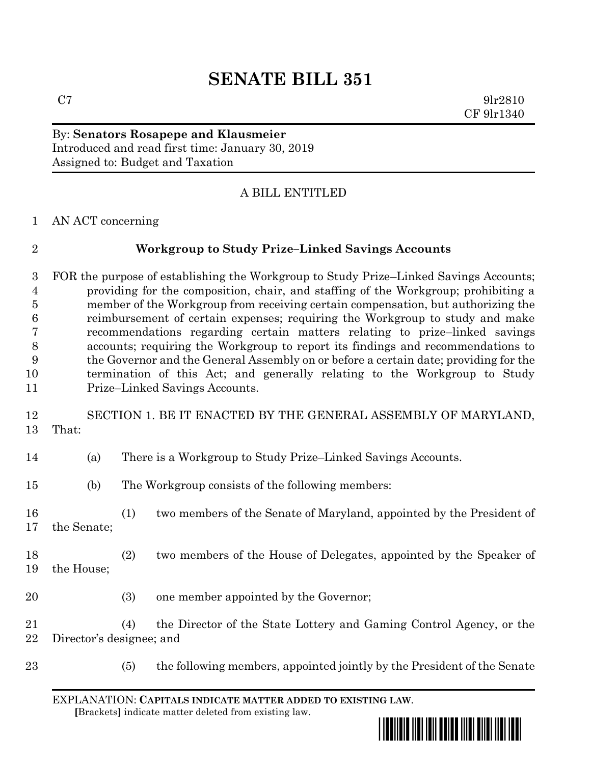# SENATE BILL 351

C7 9lr2810
CF 9lr1340

By: **Senators Rosapepe and Klausmeier**
Introduced and read first time: January 30, 2019
Assigned to: Budget and Taxation

A BILL ENTITLED

AN ACT concerning

**Workgroup to Study Prize–Linked Savings Accounts**

FOR the purpose of establishing the Workgroup to Study Prize–Linked Savings Accounts; providing for the composition, chair, and staffing of the Workgroup; prohibiting a member of the Workgroup from receiving certain compensation, but authorizing the reimbursement of certain expenses; requiring the Workgroup to study and make recommendations regarding certain matters relating to prize–linked savings accounts; requiring the Workgroup to report its findings and recommendations to the Governor and the General Assembly on or before a certain date; providing for the termination of this Act; and generally relating to the Workgroup to Study Prize–Linked Savings Accounts.

SECTION 1. BE IT ENACTED BY THE GENERAL ASSEMBLY OF MARYLAND, That:

(a) There is a Workgroup to Study Prize–Linked Savings Accounts.

(b) The Workgroup consists of the following members:

(1) two members of the Senate of Maryland, appointed by the President of the Senate;

(2) two members of the House of Delegates, appointed by the Speaker of the House;

(3) one member appointed by the Governor;

(4) the Director of the State Lottery and Gaming Control Agency, or the Director's designee; and

(5) the following members, appointed jointly by the President of the Senate

EXPLANATION: **CAPITALS INDICATE MATTER ADDED TO EXISTING LAW**.
**[**Brackets**]** indicate matter deleted from existing law.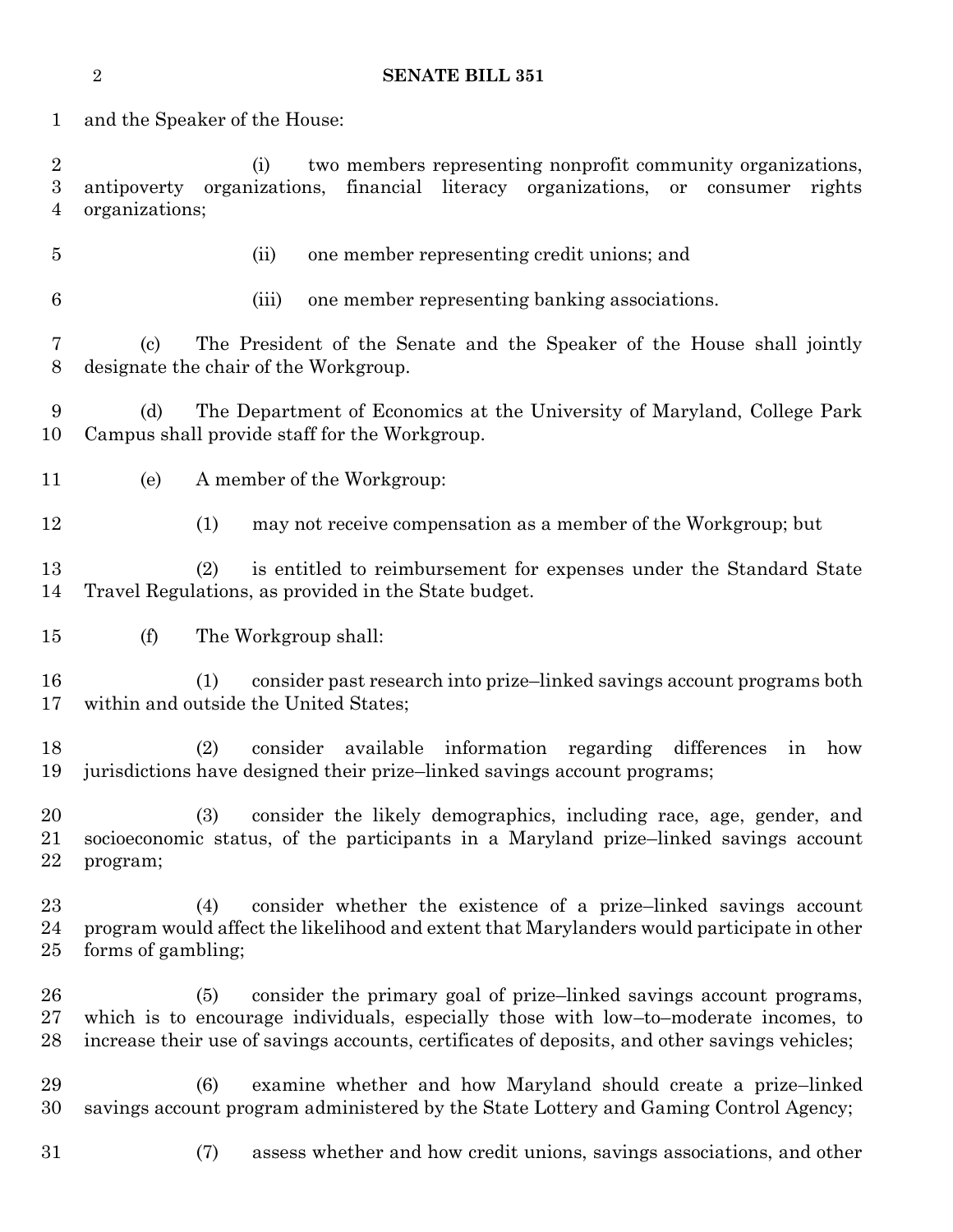and the Speaker of the House:

(i) two members representing nonprofit community organizations, antipoverty organizations, financial literacy organizations, or consumer rights organizations;

(ii) one member representing credit unions; and

(iii) one member representing banking associations.

(c) The President of the Senate and the Speaker of the House shall jointly designate the chair of the Workgroup.

(d) The Department of Economics at the University of Maryland, College Park Campus shall provide staff for the Workgroup.

(e) A member of the Workgroup:

(1) may not receive compensation as a member of the Workgroup; but

(2) is entitled to reimbursement for expenses under the Standard State Travel Regulations, as provided in the State budget.

(f) The Workgroup shall:

(1) consider past research into prize–linked savings account programs both within and outside the United States;

(2) consider available information regarding differences in how jurisdictions have designed their prize–linked savings account programs;

(3) consider the likely demographics, including race, age, gender, and socioeconomic status, of the participants in a Maryland prize–linked savings account program;

(4) consider whether the existence of a prize–linked savings account program would affect the likelihood and extent that Marylanders would participate in other forms of gambling;

(5) consider the primary goal of prize–linked savings account programs, which is to encourage individuals, especially those with low–to–moderate incomes, to increase their use of savings accounts, certificates of deposits, and other savings vehicles;

(6) examine whether and how Maryland should create a prize–linked savings account program administered by the State Lottery and Gaming Control Agency;

(7) assess whether and how credit unions, savings associations, and other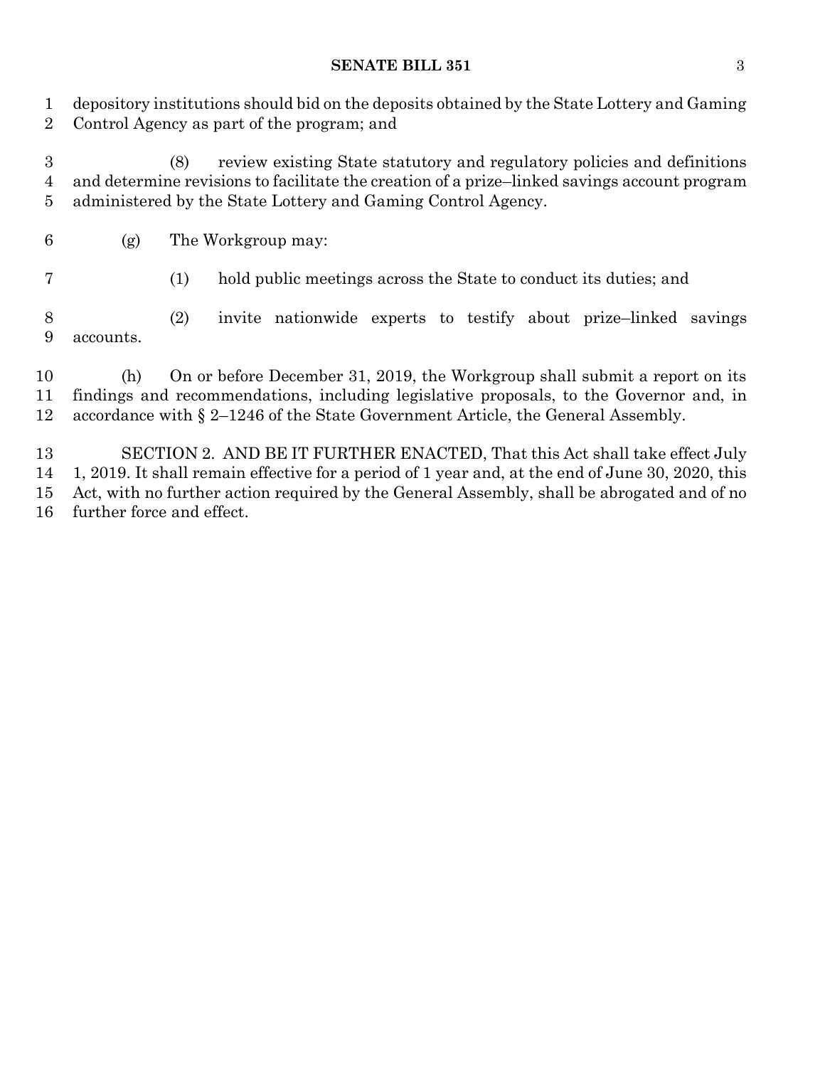depository institutions should bid on the deposits obtained by the State Lottery and Gaming Control Agency as part of the program; and

(8) review existing State statutory and regulatory policies and definitions and determine revisions to facilitate the creation of a prize–linked savings account program administered by the State Lottery and Gaming Control Agency.

(g) The Workgroup may:

(1) hold public meetings across the State to conduct its duties; and

(2) invite nationwide experts to testify about prize–linked savings accounts.

(h) On or before December 31, 2019, the Workgroup shall submit a report on its findings and recommendations, including legislative proposals, to the Governor and, in accordance with § 2–1246 of the State Government Article, the General Assembly.

SECTION 2. AND BE IT FURTHER ENACTED, That this Act shall take effect July 1, 2019. It shall remain effective for a period of 1 year and, at the end of June 30, 2020, this Act, with no further action required by the General Assembly, shall be abrogated and of no further force and effect.